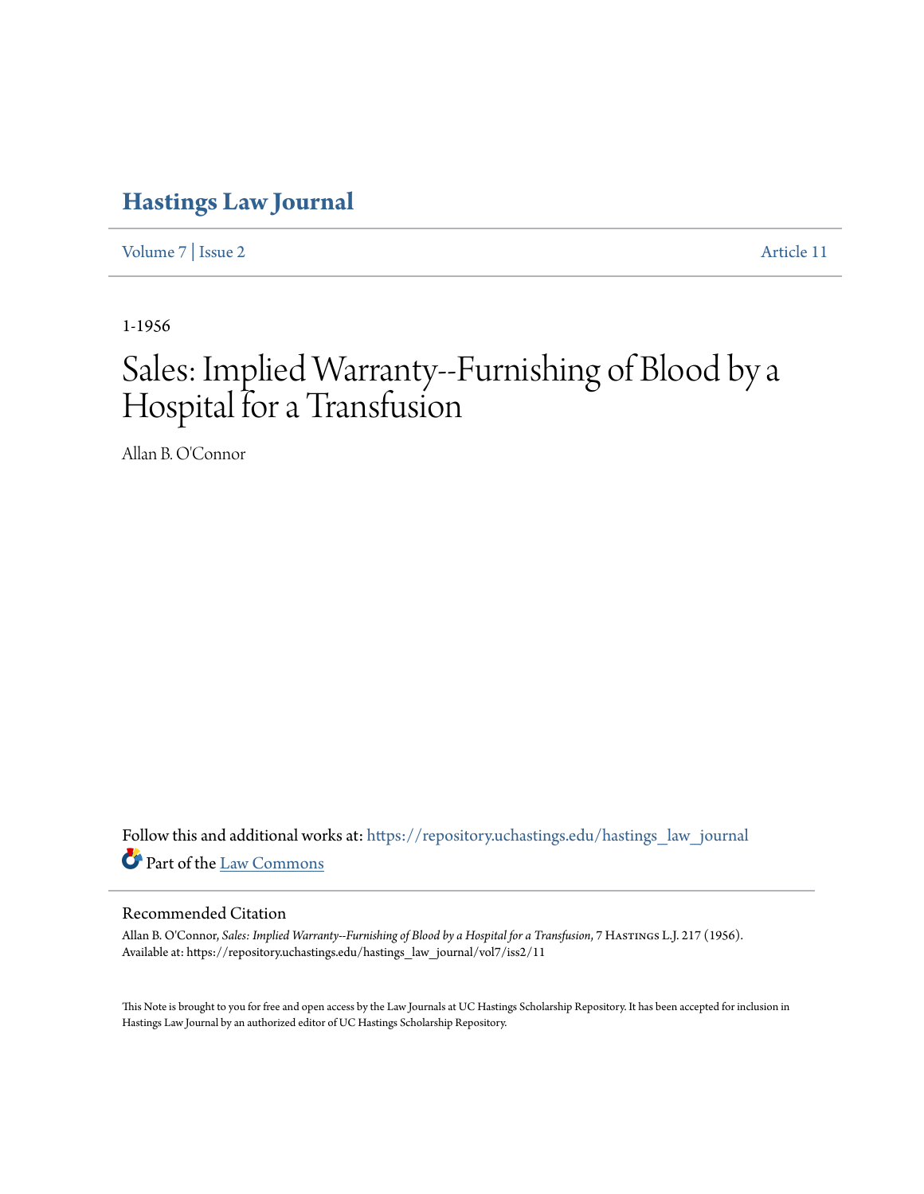# Hastings Law Journal

Volume 7 | Issue 2 Article 11

1-1956

# Sales: Implied Warranty--Furnishing of Blood by a Hospital for a Transfusion

Allan B. O'Connor

Follow this and additional works at: https://repository.uchastings.edu/hastings_law_journal

Part of the Law Commons

## Recommended Citation

Allan B. O'Connor, *Sales: Implied Warranty--Furnishing of Blood by a Hospital for a Transfusion*, 7 Hastings L.J. 217 (1956).
Available at: https://repository.uchastings.edu/hastings_law_journal/vol7/iss2/11

This Note is brought to you for free and open access by the Law Journals at UC Hastings Scholarship Repository. It has been accepted for inclusion in Hastings Law Journal by an authorized editor of UC Hastings Scholarship Repository.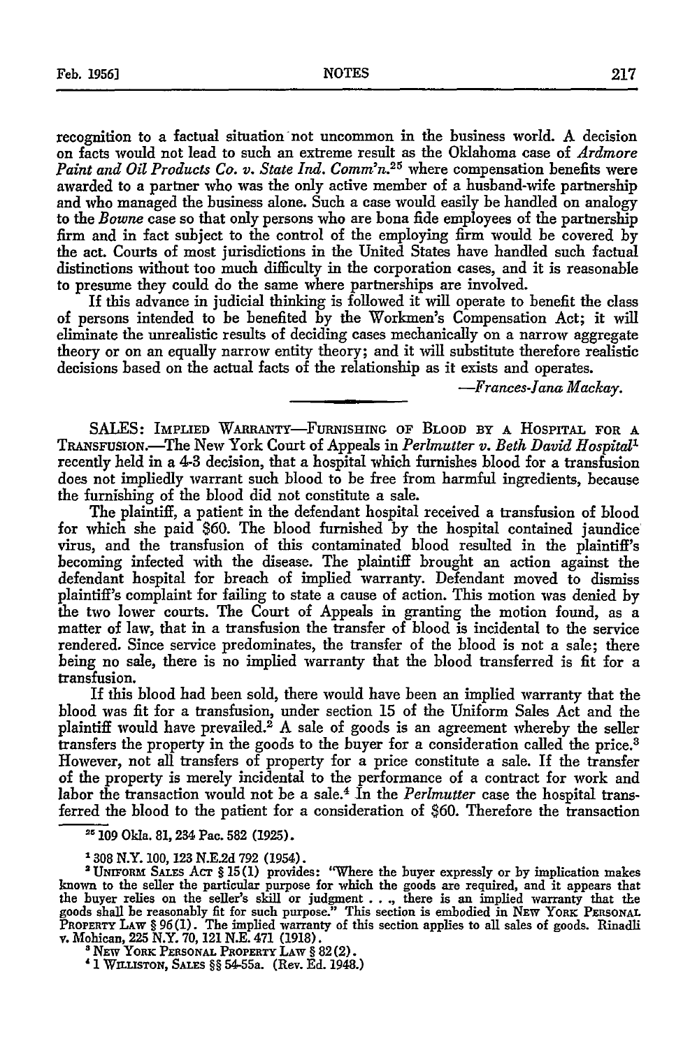recognition to a factual situation not uncommon in the business world. A decision on facts would not lead to such an extreme result as the Oklahoma case of *Ardmore Paint and Oil Products Co. v. State Ind. Comm'n.*[25] where compensation benefits were awarded to a partner who was the only active member of a husband-wife partnership and who managed the business alone. Such a case would easily be handled on analogy to the *Bowne* case so that only persons who are bona fide employees of the partnership firm and in fact subject to the control of the employing firm would be covered by the act. Courts of most jurisdictions in the United States have handled such factual distinctions without too much difficulty in the corporation cases, and it is reasonable to presume they could do the same where partnerships are involved.

If this advance in judicial thinking is followed it will operate to benefit the class of persons intended to be benefited by the Workmen's Compensation Act; it will eliminate the unrealistic results of deciding cases mechanically on a narrow aggregate theory or on an equally narrow entity theory; and it will substitute therefore realistic decisions based on the actual facts of the relationship as it exists and operates.

—*Frances-Jana Mackay.*

---

SALES: IMPLIED WARRANTY—FURNISHING OF BLOOD BY A HOSPITAL FOR A TRANSFUSION.—The New York Court of Appeals in *Perlmutter v. Beth David Hospital*[1] recently held in a 4-3 decision, that a hospital which furnishes blood for a transfusion does not impliedly warrant such blood to be free from harmful ingredients, because the furnishing of the blood did not constitute a sale.

The plaintiff, a patient in the defendant hospital received a transfusion of blood for which she paid $60. The blood furnished by the hospital contained jaundice virus, and the transfusion of this contaminated blood resulted in the plaintiff's becoming infected with the disease. The plaintiff brought an action against the defendant hospital for breach of implied warranty. Defendant moved to dismiss plaintiff's complaint for failing to state a cause of action. This motion was denied by the two lower courts. The Court of Appeals in granting the motion found, as a matter of law, that in a transfusion the transfer of blood is incidental to the service rendered. Since service predominates, the transfer of the blood is not a sale; there being no sale, there is no implied warranty that the blood transferred is fit for a transfusion.

If this blood had been sold, there would have been an implied warranty that the blood was fit for a transfusion, under section 15 of the Uniform Sales Act and the plaintiff would have prevailed.[2] A sale of goods is an agreement whereby the seller transfers the property in the goods to the buyer for a consideration called the price.[3] However, not all transfers of property for a price constitute a sale. If the transfer of the property is merely incidental to the performance of a contract for work and labor the transaction would not be a sale.[4] In the *Perlmutter* case the hospital transferred the blood to the patient for a consideration of $60. Therefore the transaction

---

[25] 109 Okla. 81, 234 Pac. 582 (1925).

[1] 308 N.Y. 100, 123 N.E.2d 792 (1954).

[2] UNIFORM SALES ACT § 15(1) provides: "Where the buyer expressly or by implication makes known to the seller the particular purpose for which the goods are required, and it appears that the buyer relies on the seller's skill or judgment . . ., there is an implied warranty that the goods shall be reasonably fit for such purpose." This section is embodied in NEW YORK PERSONAL PROPERTY LAW § 96(1). The implied warranty of this section applies to all sales of goods. Rinadli v. Mohican, 225 N.Y. 70, 121 N.E. 471 (1918).

[3] NEW YORK PERSONAL PROPERTY LAW § 82(2).

[4] 1 WILLISTON, SALES §§ 54-55a. (Rev. Ed. 1948.)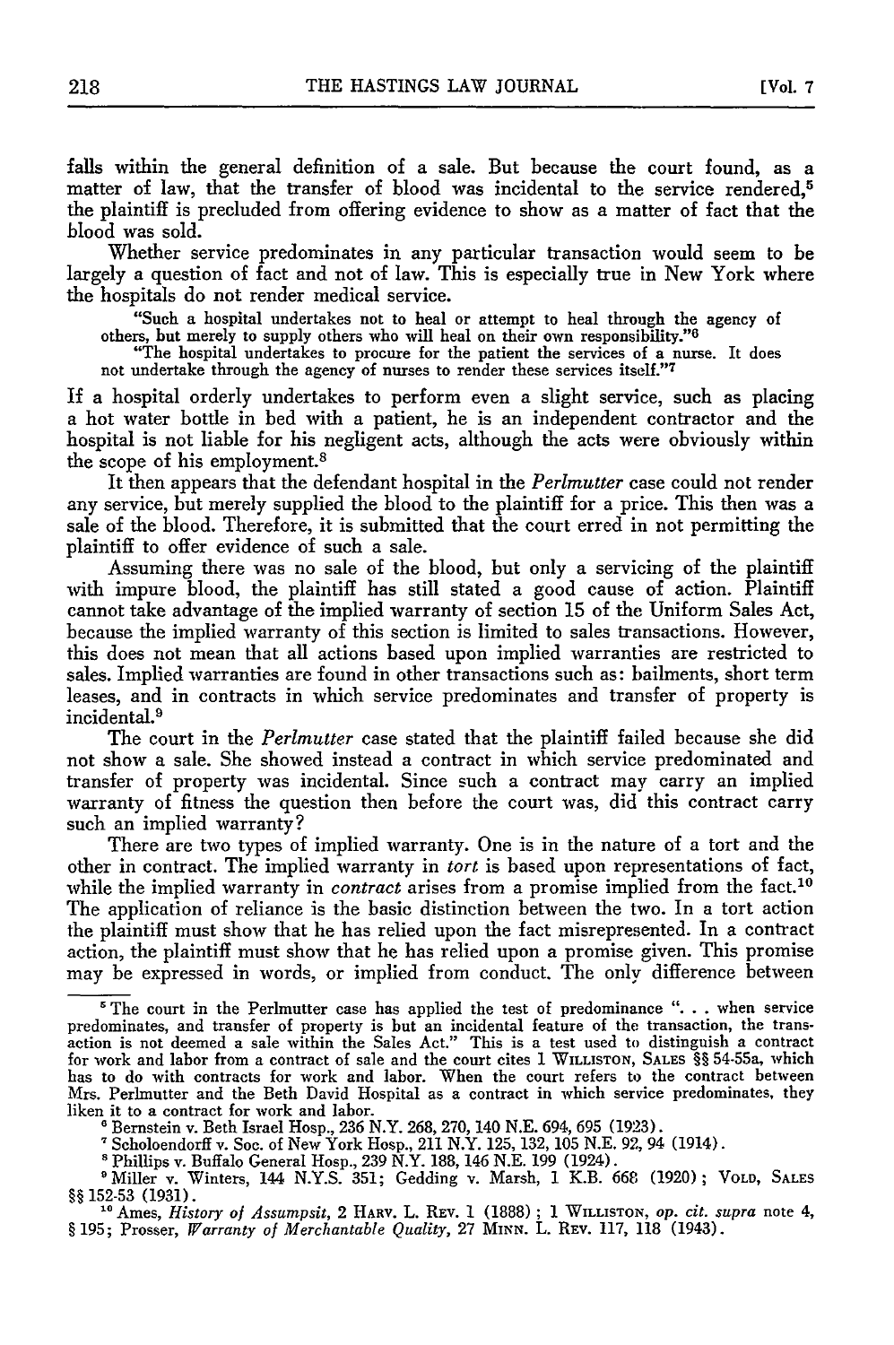falls within the general definition of a sale. But because the court found, as a matter of law, that the transfer of blood was incidental to the service rendered,[5] the plaintiff is precluded from offering evidence to show as a matter of fact that the blood was sold.

Whether service predominates in any particular transaction would seem to be largely a question of fact and not of law. This is especially true in New York where the hospitals do not render medical service.

> "Such a hospital undertakes not to heal or attempt to heal through the agency of others, but merely to supply others who will heal on their own responsibility."[6]
>
> "The hospital undertakes to procure for the patient the services of a nurse. It does not undertake through the agency of nurses to render these services itself."[7]

If a hospital orderly undertakes to perform even a slight service, such as placing a hot water bottle in bed with a patient, he is an independent contractor and the hospital is not liable for his negligent acts, although the acts were obviously within the scope of his employment.[8]

It then appears that the defendant hospital in the *Perlmutter* case could not render any service, but merely supplied the blood to the plaintiff for a price. This then was a sale of the blood. Therefore, it is submitted that the court erred in not permitting the plaintiff to offer evidence of such a sale.

Assuming there was no sale of the blood, but only a servicing of the plaintiff with impure blood, the plaintiff has still stated a good cause of action. Plaintiff cannot take advantage of the implied warranty of section 15 of the Uniform Sales Act, because the implied warranty of this section is limited to sales transactions. However, this does not mean that all actions based upon implied warranties are restricted to sales. Implied warranties are found in other transactions such as: bailments, short term leases, and in contracts in which service predominates and transfer of property is incidental.[9]

The court in the *Perlmutter* case stated that the plaintiff failed because she did not show a sale. She showed instead a contract in which service predominated and transfer of property was incidental. Since such a contract may carry an implied warranty of fitness the question then before the court was, did this contract carry such an implied warranty?

There are two types of implied warranty. One is in the nature of a tort and the other in contract. The implied warranty in *tort* is based upon representations of fact, while the implied warranty in *contract* arises from a promise implied from the fact.[10] The application of reliance is the basic distinction between the two. In a tort action the plaintiff must show that he has relied upon the fact misrepresented. In a contract action, the plaintiff must show that he has relied upon a promise given. This promise may be expressed in words, or implied from conduct. The only difference between

---

[5] The court in the Perlmutter case has applied the test of predominance ". . . when service predominates, and transfer of property is but an incidental feature of the transaction, the transaction is not deemed a sale within the Sales Act." This is a test used to distinguish a contract for work and labor from a contract of sale and the court cites 1 WILLISTON, SALES §§ 54-55a, which has to do with contracts for work and labor. When the court refers to the contract between Mrs. Perlmutter and the Beth David Hospital as a contract in which service predominates, they liken it to a contract for work and labor.

[6] Bernstein v. Beth Israel Hosp., 236 N.Y. 268, 270, 140 N.E. 694, 695 (1923).

[7] Scholoendorff v. Soc. of New York Hosp., 211 N.Y. 125, 132, 105 N.E. 92, 94 (1914).

[8] Phillips v. Buffalo General Hosp., 239 N.Y. 188, 146 N.E. 199 (1924).

[9] Miller v. Winters, 144 N.Y.S. 351; Gedding v. Marsh, 1 K.B. 668 (1920); VOLD, SALES §§ 152-53 (1931).

[10] Ames, *History of Assumpsit*, 2 HARV. L. REV. 1 (1888); 1 WILLISTON, *op. cit. supra* note 4, § 195; Prosser, *Warranty of Merchantable Quality*, 27 MINN. L. REV. 117, 118 (1943).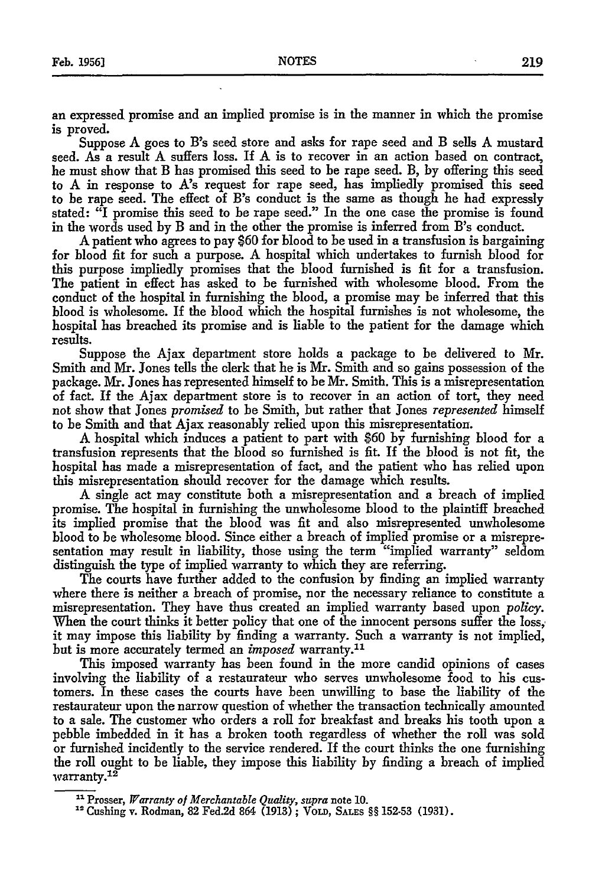an expressed promise and an implied promise is in the manner in which the promise is proved.

Suppose A goes to B's seed store and asks for rape seed and B sells A mustard seed. As a result A suffers loss. If A is to recover in an action based on contract, he must show that B has promised this seed to be rape seed. B, by offering this seed to A in response to A's request for rape seed, has impliedly promised this seed to be rape seed. The effect of B's conduct is the same as though he had expressly stated: "I promise this seed to be rape seed." In the one case the promise is found in the words used by B and in the other the promise is inferred from B's conduct.

A patient who agrees to pay $60 for blood to be used in a transfusion is bargaining for blood fit for such a purpose. A hospital which undertakes to furnish blood for this purpose impliedly promises that the blood furnished is fit for a transfusion. The patient in effect has asked to be furnished with wholesome blood. From the conduct of the hospital in furnishing the blood, a promise may be inferred that this blood is wholesome. If the blood which the hospital furnishes is not wholesome, the hospital has breached its promise and is liable to the patient for the damage which results.

Suppose the Ajax department store holds a package to be delivered to Mr. Smith and Mr. Jones tells the clerk that he is Mr. Smith and so gains possession of the package. Mr. Jones has represented himself to be Mr. Smith. This is a misrepresentation of fact. If the Ajax department store is to recover in an action of tort, they need not show that Jones *promised* to be Smith, but rather that Jones *represented* himself to be Smith and that Ajax reasonably relied upon this misrepresentation.

A hospital which induces a patient to part with $60 by furnishing blood for a transfusion represents that the blood so furnished is fit. If the blood is not fit, the hospital has made a misrepresentation of fact, and the patient who has relied upon this misrepresentation should recover for the damage which results.

A single act may constitute both a misrepresentation and a breach of implied promise. The hospital in furnishing the unwholesome blood to the plaintiff breached its implied promise that the blood was fit and also misrepresented unwholesome blood to be wholesome blood. Since either a breach of implied promise or a misrepresentation may result in liability, those using the term "implied warranty" seldom distinguish the type of implied warranty to which they are referring.

The courts have further added to the confusion by finding an implied warranty where there is neither a breach of promise, nor the necessary reliance to constitute a misrepresentation. They have thus created an implied warranty based upon *policy*. When the court thinks it better policy that one of the innocent persons suffer the loss, it may impose this liability by finding a warranty. Such a warranty is not implied, but is more accurately termed an *imposed* warranty.[11]

This imposed warranty has been found in the more candid opinions of cases involving the liability of a restaurateur who serves unwholesome food to his customers. In these cases the courts have been unwilling to base the liability of the restaurateur upon the narrow question of whether the transaction technically amounted to a sale. The customer who orders a roll for breakfast and breaks his tooth upon a pebble imbedded in it has a broken tooth regardless of whether the roll was sold or furnished incidentally to the service rendered. If the court thinks the one furnishing the roll ought to be liable, they impose this liability by finding a breach of implied warranty.[12]

---

[11] Prosser, *Warranty of Merchantable Quality*, *supra* note 10.

[12] Cushing v. Rodman, 82 Fed.2d 864 (1913); VOLD, SALES §§ 152-53 (1931).